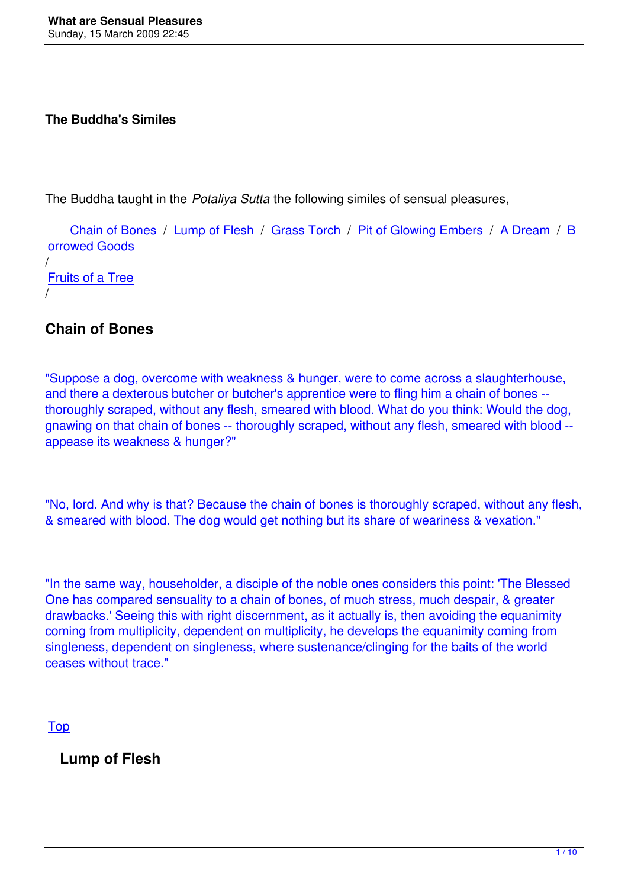**The Buddha's Similes**

The Buddha taught in the *Potaliya Sutta* the following similes of sensual pleasures,

Chain of Bones / Lump of Flesh / Grass Torch / Pit of Glowing Embers / A Dream / Borrowed Goods / Fruits of a Tree /

## Chain of Bones

"Suppose a dog, overcome with weakness & hunger, were to come across a slaughterhouse, and there a dexterous butcher or butcher's apprentice were to fling him a chain of bones -- thoroughly scraped, without any flesh, smeared with blood. What do you think: Would the dog, gnawing on that chain of bones -- thoroughly scraped, without any flesh, smeared with blood -- appease its weakness & hunger?"

"No, lord. And why is that? Because the chain of bones is thoroughly scraped, without any flesh, & smeared with blood. The dog would get nothing but its share of weariness & vexation."

"In the same way, householder, a disciple of the noble ones considers this point: 'The Blessed One has compared sensuality to a chain of bones, of much stress, much despair, & greater drawbacks.' Seeing this with right discernment, as it actually is, then avoiding the equanimity coming from multiplicity, dependent on multiplicity, he develops the equanimity coming from singleness, dependent on singleness, where sustenance/clinging for the baits of the world ceases without trace."

Top

## Lump of Flesh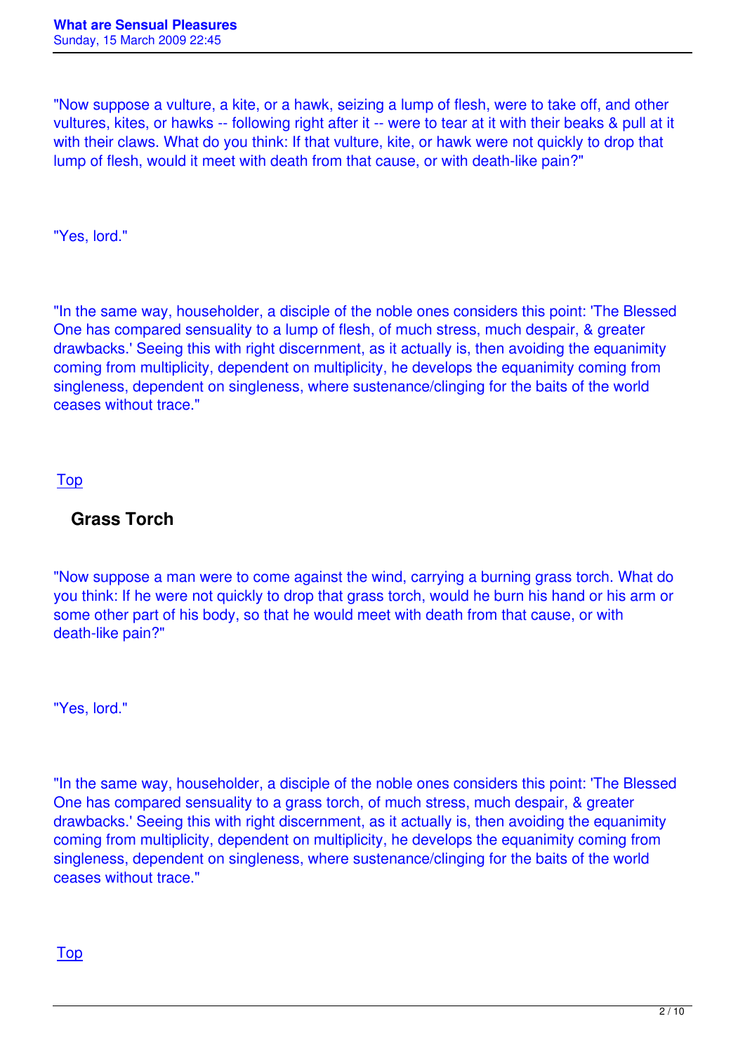"Now suppose a vulture, a kite, or a hawk, seizing a lump of flesh, were to take off, and other vultures, kites, or hawks -- following right after it -- were to tear at it with their beaks & pull at it with their claws. What do you think: If that vulture, kite, or hawk were not quickly to drop that lump of flesh, would it meet with death from that cause, or with death-like pain?"

"Yes, lord."

"In the same way, householder, a disciple of the noble ones considers this point: 'The Blessed One has compared sensuality to a lump of flesh, of much stress, much despair, & greater drawbacks.' Seeing this with right discernment, as it actually is, then avoiding the equanimity coming from multiplicity, dependent on multiplicity, he develops the equanimity coming from singleness, dependent on singleness, where sustenance/clinging for the baits of the world ceases without trace."

Top

## Grass Torch

"Now suppose a man were to come against the wind, carrying a burning grass torch. What do you think: If he were not quickly to drop that grass torch, would he burn his hand or his arm or some other part of his body, so that he would meet with death from that cause, or with death-like pain?"

"Yes, lord."

"In the same way, householder, a disciple of the noble ones considers this point: 'The Blessed One has compared sensuality to a grass torch, of much stress, much despair, & greater drawbacks.' Seeing this with right discernment, as it actually is, then avoiding the equanimity coming from multiplicity, dependent on multiplicity, he develops the equanimity coming from singleness, dependent on singleness, where sustenance/clinging for the baits of the world ceases without trace."

Top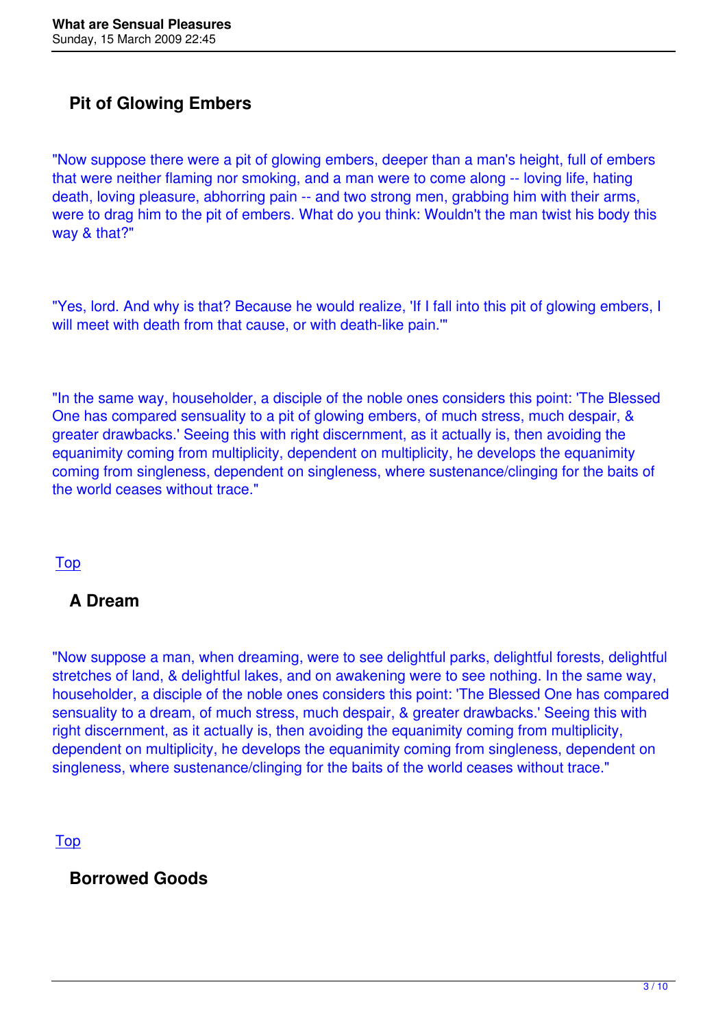## Pit of Glowing Embers

"Now suppose there were a pit of glowing embers, deeper than a man's height, full of embers that were neither flaming nor smoking, and a man were to come along -- loving life, hating death, loving pleasure, abhorring pain -- and two strong men, grabbing him with their arms, were to drag him to the pit of embers. What do you think: Wouldn't the man twist his body this way & that?"

"Yes, lord. And why is that? Because he would realize, 'If I fall into this pit of glowing embers, I will meet with death from that cause, or with death-like pain.'"

"In the same way, householder, a disciple of the noble ones considers this point: 'The Blessed One has compared sensuality to a pit of glowing embers, of much stress, much despair, & greater drawbacks.' Seeing this with right discernment, as it actually is, then avoiding the equanimity coming from multiplicity, dependent on multiplicity, he develops the equanimity coming from singleness, dependent on singleness, where sustenance/clinging for the baits of the world ceases without trace."

Top

## A Dream

"Now suppose a man, when dreaming, were to see delightful parks, delightful forests, delightful stretches of land, & delightful lakes, and on awakening were to see nothing. In the same way, householder, a disciple of the noble ones considers this point: 'The Blessed One has compared sensuality to a dream, of much stress, much despair, & greater drawbacks.' Seeing this with right discernment, as it actually is, then avoiding the equanimity coming from multiplicity, dependent on multiplicity, he develops the equanimity coming from singleness, dependent on singleness, where sustenance/clinging for the baits of the world ceases without trace."

Top

## Borrowed Goods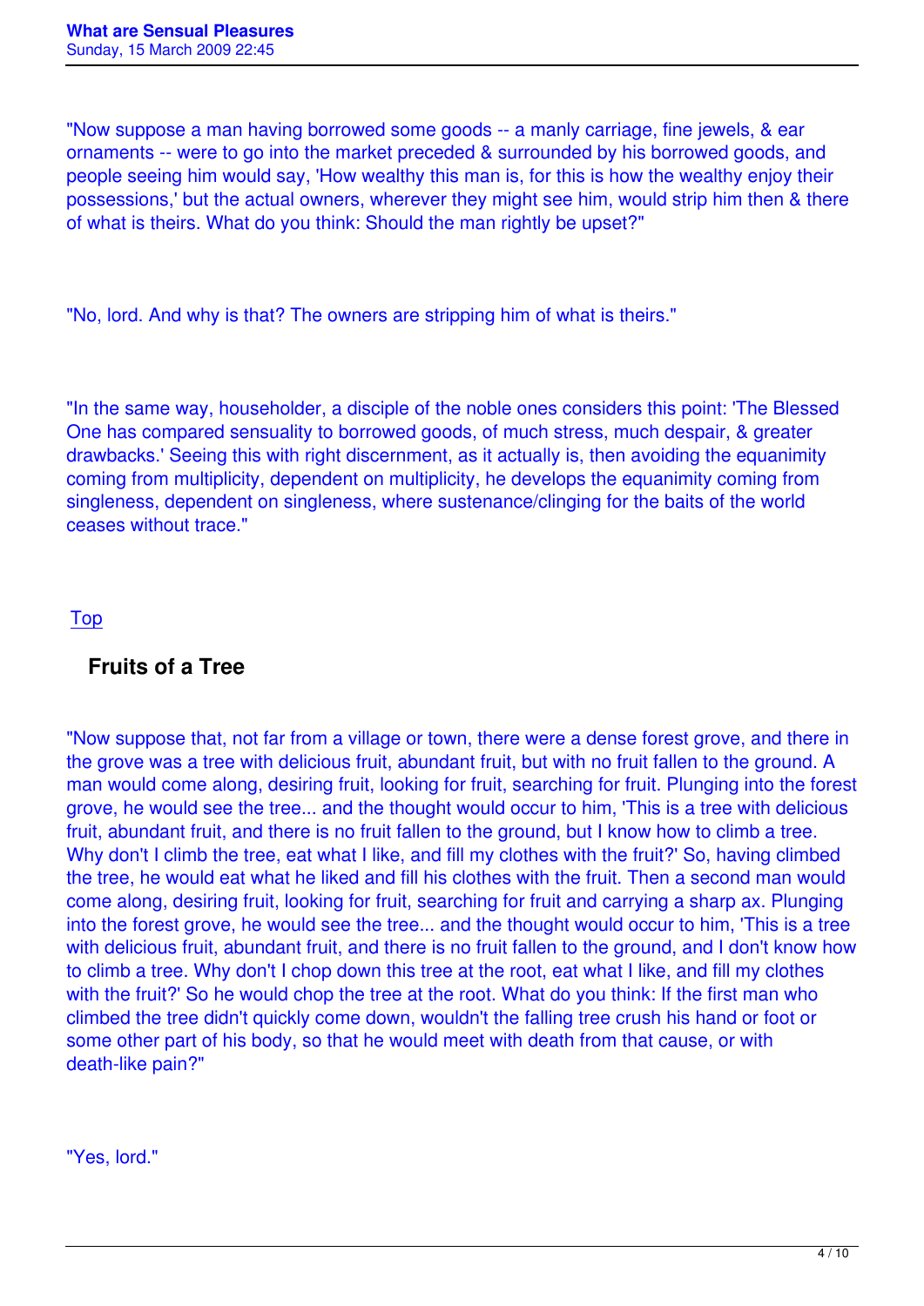"Now suppose a man having borrowed some goods -- a manly carriage, fine jewels, & ear ornaments -- were to go into the market preceded & surrounded by his borrowed goods, and people seeing him would say, 'How wealthy this man is, for this is how the wealthy enjoy their possessions,' but the actual owners, wherever they might see him, would strip him then & there of what is theirs. What do you think: Should the man rightly be upset?"

"No, lord. And why is that? The owners are stripping him of what is theirs."

"In the same way, householder, a disciple of the noble ones considers this point: 'The Blessed One has compared sensuality to borrowed goods, of much stress, much despair, & greater drawbacks.' Seeing this with right discernment, as it actually is, then avoiding the equanimity coming from multiplicity, dependent on multiplicity, he develops the equanimity coming from singleness, dependent on singleness, where sustenance/clinging for the baits of the world ceases without trace."

Top

## Fruits of a Tree

"Now suppose that, not far from a village or town, there were a dense forest grove, and there in the grove was a tree with delicious fruit, abundant fruit, but with no fruit fallen to the ground. A man would come along, desiring fruit, looking for fruit, searching for fruit. Plunging into the forest grove, he would see the tree... and the thought would occur to him, 'This is a tree with delicious fruit, abundant fruit, and there is no fruit fallen to the ground, but I know how to climb a tree. Why don't I climb the tree, eat what I like, and fill my clothes with the fruit?' So, having climbed the tree, he would eat what he liked and fill his clothes with the fruit. Then a second man would come along, desiring fruit, looking for fruit, searching for fruit and carrying a sharp ax. Plunging into the forest grove, he would see the tree... and the thought would occur to him, 'This is a tree with delicious fruit, abundant fruit, and there is no fruit fallen to the ground, and I don't know how to climb a tree. Why don't I chop down this tree at the root, eat what I like, and fill my clothes with the fruit?' So he would chop the tree at the root. What do you think: If the first man who climbed the tree didn't quickly come down, wouldn't the falling tree crush his hand or foot or some other part of his body, so that he would meet with death from that cause, or with death-like pain?"

"Yes, lord."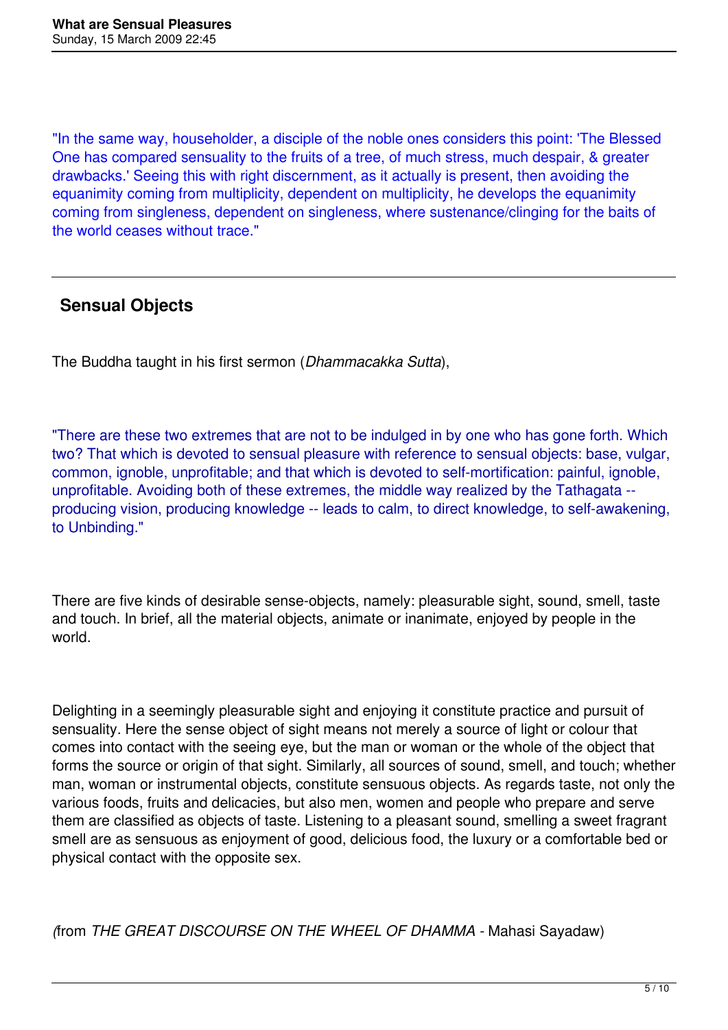"In the same way, householder, a disciple of the noble ones considers this point: 'The Blessed One has compared sensuality to the fruits of a tree, of much stress, much despair, & greater drawbacks.' Seeing this with right discernment, as it actually is present, then avoiding the equanimity coming from multiplicity, dependent on multiplicity, he develops the equanimity coming from singleness, dependent on singleness, where sustenance/clinging for the baits of the world ceases without trace."

---

## Sensual Objects

The Buddha taught in his first sermon (*Dhammacakka Sutta*),

"There are these two extremes that are not to be indulged in by one who has gone forth. Which two? That which is devoted to sensual pleasure with reference to sensual objects: base, vulgar, common, ignoble, unprofitable; and that which is devoted to self-mortification: painful, ignoble, unprofitable. Avoiding both of these extremes, the middle way realized by the Tathagata -- producing vision, producing knowledge -- leads to calm, to direct knowledge, to self-awakening, to Unbinding."

There are five kinds of desirable sense-objects, namely: pleasurable sight, sound, smell, taste and touch. In brief, all the material objects, animate or inanimate, enjoyed by people in the world.

Delighting in a seemingly pleasurable sight and enjoying it constitute practice and pursuit of sensuality. Here the sense object of sight means not merely a source of light or colour that comes into contact with the seeing eye, but the man or woman or the whole of the object that forms the source or origin of that sight. Similarly, all sources of sound, smell, and touch; whether man, woman or instrumental objects, constitute sensuous objects. As regards taste, not only the various foods, fruits and delicacies, but also men, women and people who prepare and serve them are classified as objects of taste. Listening to a pleasant sound, smelling a sweet fragrant smell are as sensuous as enjoyment of good, delicious food, the luxury or a comfortable bed or physical contact with the opposite sex.

*(*from *THE GREAT DISCOURSE ON THE WHEEL OF DHAMMA* - Mahasi Sayadaw)

---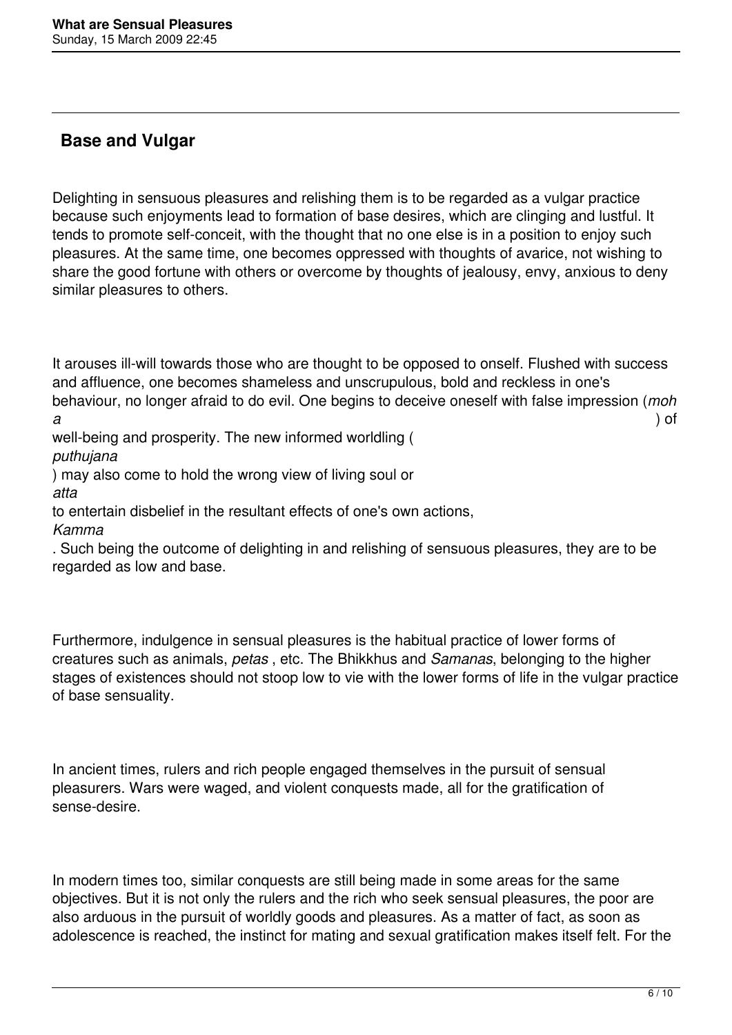## Base and Vulgar

Delighting in sensuous pleasures and relishing them is to be regarded as a vulgar practice because such enjoyments lead to formation of base desires, which are clinging and lustful. It tends to promote self-conceit, with the thought that no one else is in a position to enjoy such pleasures. At the same time, one becomes oppressed with thoughts of avarice, not wishing to share the good fortune with others or overcome by thoughts of jealousy, envy, anxious to deny similar pleasures to others.

It arouses ill-will towards those who are thought to be opposed to onself. Flushed with success and affluence, one becomes shameless and unscrupulous, bold and reckless in one's behaviour, no longer afraid to do evil. One begins to deceive oneself with false impression (*moha*) of well-being and prosperity. The new informed worldling (*puthujana*) may also come to hold the wrong view of living soul or *atta* to entertain disbelief in the resultant effects of one's own actions, *Kamma*. Such being the outcome of delighting in and relishing of sensuous pleasures, they are to be regarded as low and base.

Furthermore, indulgence in sensual pleasures is the habitual practice of lower forms of creatures such as animals, *petas* , etc. The Bhikkhus and *Samanas*, belonging to the higher stages of existences should not stoop low to vie with the lower forms of life in the vulgar practice of base sensuality.

In ancient times, rulers and rich people engaged themselves in the pursuit of sensual pleasurers. Wars were waged, and violent conquests made, all for the gratification of sense-desire.

In modern times too, similar conquests are still being made in some areas for the same objectives. But it is not only the rulers and the rich who seek sensual pleasures, the poor are also arduous in the pursuit of worldly goods and pleasures. As a matter of fact, as soon as adolescence is reached, the instinct for mating and sexual gratification makes itself felt. For the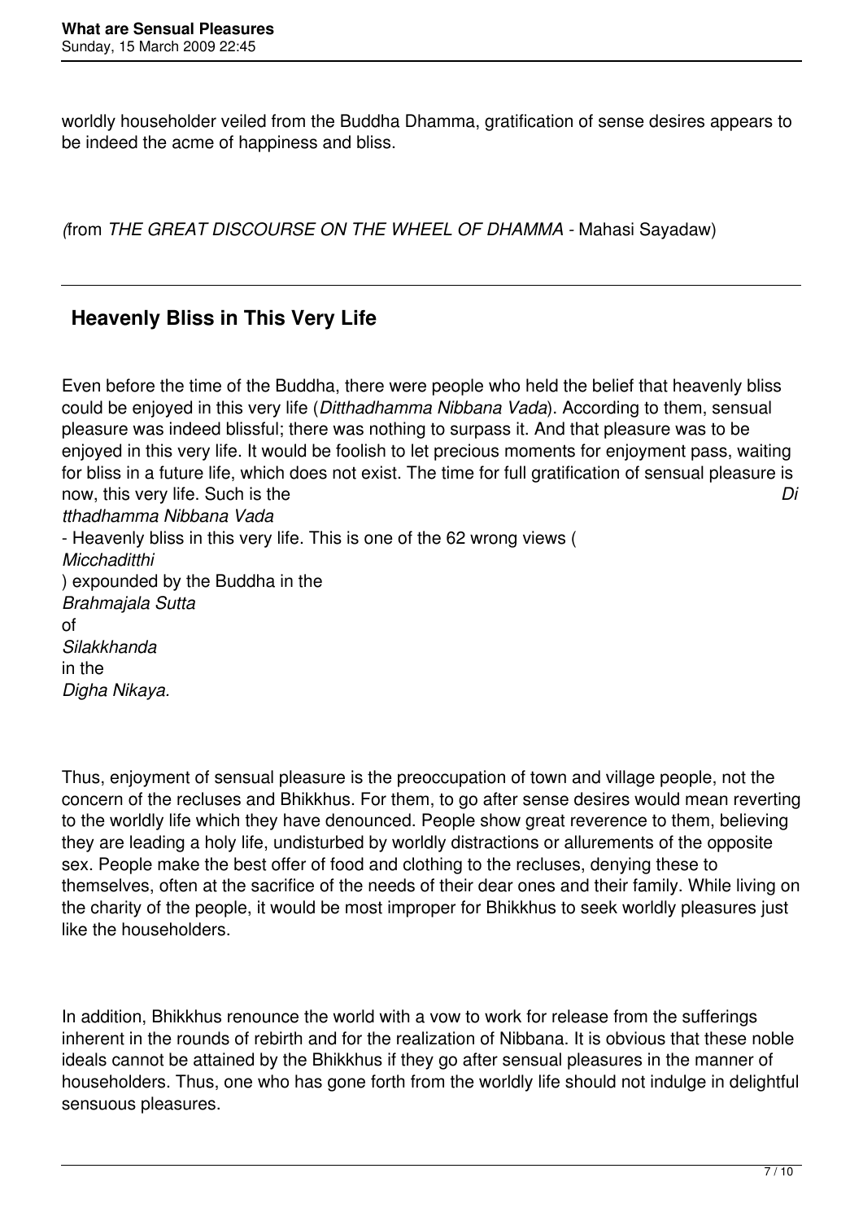worldly householder veiled from the Buddha Dhamma, gratification of sense desires appears to be indeed the acme of happiness and bliss.

*(*from *THE GREAT DISCOURSE ON THE WHEEL OF DHAMMA* - Mahasi Sayadaw)

---

## Heavenly Bliss in This Very Life

Even before the time of the Buddha, there were people who held the belief that heavenly bliss could be enjoyed in this very life (*Ditthadhamma Nibbana Vada*). According to them, sensual pleasure was indeed blissful; there was nothing to surpass it. And that pleasure was to be enjoyed in this very life. It would be foolish to let precious moments for enjoyment pass, waiting for bliss in a future life, which does not exist. The time for full gratification of sensual pleasure is now, this very life. Such is the *Ditthadhamma Nibbana Vada* - Heavenly bliss in this very life. This is one of the 62 wrong views (*Micchaditthi*) expounded by the Buddha in the *Brahmajala Sutta* of *Silakkhanda* in the *Digha Nikaya.*

Thus, enjoyment of sensual pleasure is the preoccupation of town and village people, not the concern of the recluses and Bhikkhus. For them, to go after sense desires would mean reverting to the worldly life which they have denounced. People show great reverence to them, believing they are leading a holy life, undisturbed by worldly distractions or allurements of the opposite sex. People make the best offer of food and clothing to the recluses, denying these to themselves, often at the sacrifice of the needs of their dear ones and their family. While living on the charity of the people, it would be most improper for Bhikkhus to seek worldly pleasures just like the householders.

In addition, Bhikkhus renounce the world with a vow to work for release from the sufferings inherent in the rounds of rebirth and for the realization of Nibbana. It is obvious that these noble ideals cannot be attained by the Bhikkhus if they go after sensual pleasures in the manner of householders. Thus, one who has gone forth from the worldly life should not indulge in delightful sensuous pleasures.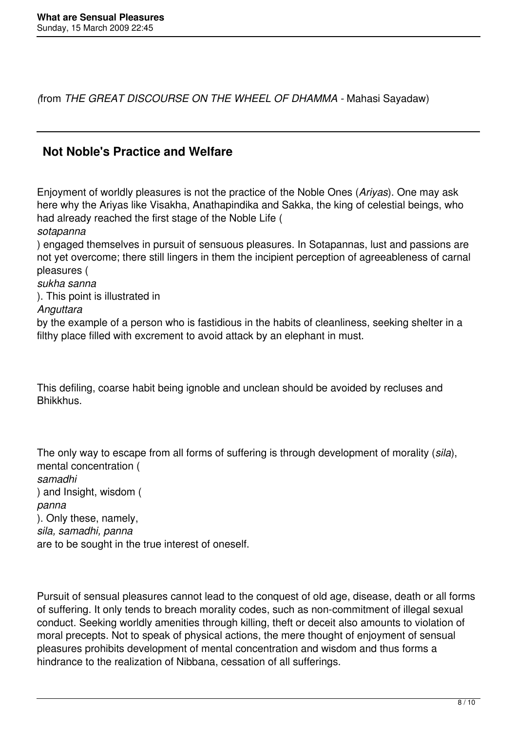*(from THE GREAT DISCOURSE ON THE WHEEL OF DHAMMA* - Mahasi Sayadaw)

## Not Noble's Practice and Welfare

Enjoyment of worldly pleasures is not the practice of the Noble Ones (*Ariyas*). One may ask here why the Ariyas like Visakha, Anathapindika and Sakka, the king of celestial beings, who had already reached the first stage of the Noble Life (*sotapanna*) engaged themselves in pursuit of sensuous pleasures. In Sotapannas, lust and passions are not yet overcome; there still lingers in them the incipient perception of agreeableness of carnal pleasures (*sukha sanna*). This point is illustrated in *Anguttara* by the example of a person who is fastidious in the habits of cleanliness, seeking shelter in a filthy place filled with excrement to avoid attack by an elephant in must.

This defiling, coarse habit being ignoble and unclean should be avoided by recluses and Bhikkhus.

The only way to escape from all forms of suffering is through development of morality (*sila*), mental concentration (*samadhi*) and Insight, wisdom (*panna*). Only these, namely, *sila, samadhi, panna* are to be sought in the true interest of oneself.

Pursuit of sensual pleasures cannot lead to the conquest of old age, disease, death or all forms of suffering. It only tends to breach morality codes, such as non-commitment of illegal sexual conduct. Seeking worldly amenities through killing, theft or deceit also amounts to violation of moral precepts. Not to speak of physical actions, the mere thought of enjoyment of sensual pleasures prohibits development of mental concentration and wisdom and thus forms a hindrance to the realization of Nibbana, cessation of all sufferings.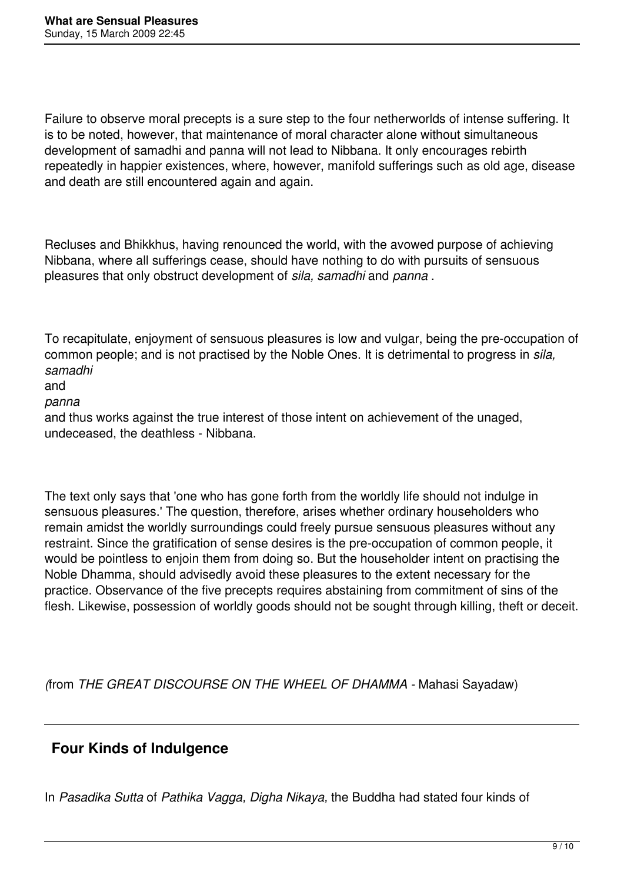Failure to observe moral precepts is a sure step to the four netherworlds of intense suffering. It is to be noted, however, that maintenance of moral character alone without simultaneous development of samadhi and panna will not lead to Nibbana. It only encourages rebirth repeatedly in happier existences, where, however, manifold sufferings such as old age, disease and death are still encountered again and again.

Recluses and Bhikkhus, having renounced the world, with the avowed purpose of achieving Nibbana, where all sufferings cease, should have nothing to do with pursuits of sensuous pleasures that only obstruct development of *sila, samadhi* and *panna* .

To recapitulate, enjoyment of sensuous pleasures is low and vulgar, being the pre-occupation of common people; and is not practised by the Noble Ones. It is detrimental to progress in *sila, samadhi* and *panna* and thus works against the true interest of those intent on achievement of the unaged, undeceased, the deathless - Nibbana.

The text only says that 'one who has gone forth from the worldly life should not indulge in sensuous pleasures.' The question, therefore, arises whether ordinary householders who remain amidst the worldly surroundings could freely pursue sensuous pleasures without any restraint. Since the gratification of sense desires is the pre-occupation of common people, it would be pointless to enjoin them from doing so. But the householder intent on practising the Noble Dhamma, should advisedly avoid these pleasures to the extent necessary for the practice. Observance of the five precepts requires abstaining from commitment of sins of the flesh. Likewise, possession of worldly goods should not be sought through killing, theft or deceit.

*(*from *THE GREAT DISCOURSE ON THE WHEEL OF DHAMMA* - Mahasi Sayadaw)

---

## Four Kinds of Indulgence

In *Pasadika Sutta* of *Pathika Vagga, Digha Nikaya,* the Buddha had stated four kinds of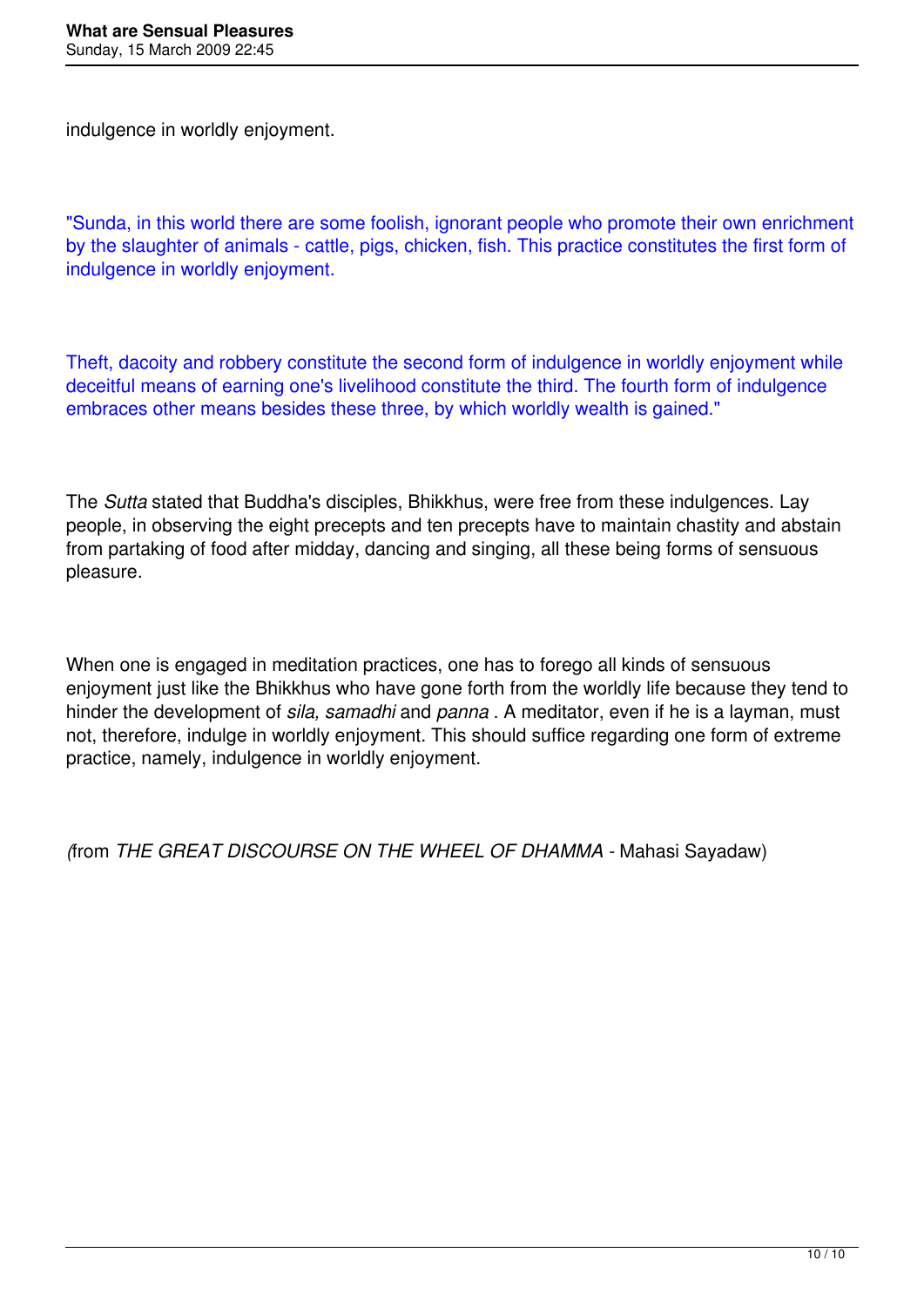indulgence in worldly enjoyment.

"Sunda, in this world there are some foolish, ignorant people who promote their own enrichment by the slaughter of animals - cattle, pigs, chicken, fish. This practice constitutes the first form of indulgence in worldly enjoyment.

Theft, dacoity and robbery constitute the second form of indulgence in worldly enjoyment while deceitful means of earning one's livelihood constitute the third. The fourth form of indulgence embraces other means besides these three, by which worldly wealth is gained."

The *Sutta* stated that Buddha's disciples, Bhikkhus, were free from these indulgences. Lay people, in observing the eight precepts and ten precepts have to maintain chastity and abstain from partaking of food after midday, dancing and singing, all these being forms of sensuous pleasure.

When one is engaged in meditation practices, one has to forego all kinds of sensuous enjoyment just like the Bhikkhus who have gone forth from the worldly life because they tend to hinder the development of *sila, samadhi* and *panna* . A meditator, even if he is a layman, must not, therefore, indulge in worldly enjoyment. This should suffice regarding one form of extreme practice, namely, indulgence in worldly enjoyment.

*(*from *THE GREAT DISCOURSE ON THE WHEEL OF DHAMMA* - Mahasi Sayadaw)